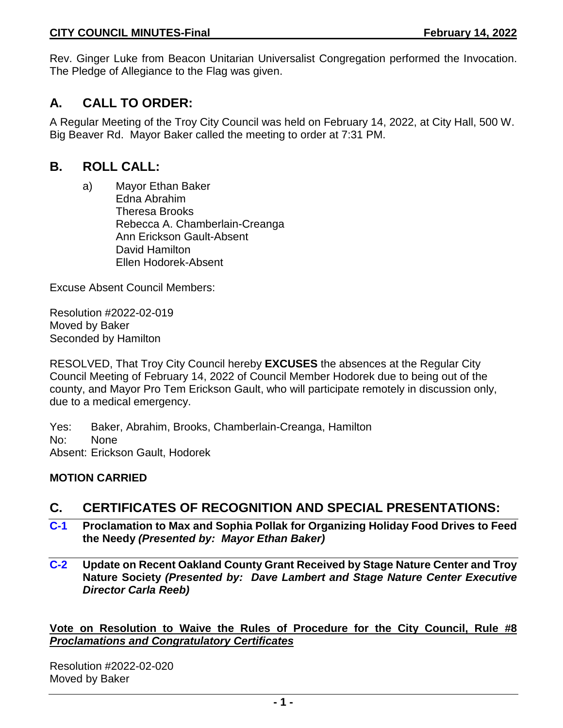Rev. Ginger Luke from Beacon Unitarian Universalist Congregation performed the Invocation. The Pledge of Allegiance to the Flag was given.

## A. CALL TO ORDER:

A Regular Meeting of the Troy City Council was held on February 14, 2022, at City Hall, 500 W. Big Beaver Rd. Mayor Baker called the meeting to order at 7:31 PM.

## B. ROLL CALL:

a) Mayor Ethan Baker
   Edna Abrahim
   Theresa Brooks
   Rebecca A. Chamberlain-Creanga
   Ann Erickson Gault-Absent
   David Hamilton
   Ellen Hodorek-Absent

Excuse Absent Council Members:

Resolution #2022-02-019
Moved by Baker
Seconded by Hamilton

RESOLVED, That Troy City Council hereby **EXCUSES** the absences at the Regular City Council Meeting of February 14, 2022 of Council Member Hodorek due to being out of the county, and Mayor Pro Tem Erickson Gault, who will participate remotely in discussion only, due to a medical emergency.

Yes: Baker, Abrahim, Brooks, Chamberlain-Creanga, Hamilton
No: None
Absent: Erickson Gault, Hodorek

**MOTION CARRIED**

## C. CERTIFICATES OF RECOGNITION AND SPECIAL PRESENTATIONS:

**C-1 Proclamation to Max and Sophia Pollak for Organizing Holiday Food Drives to Feed the Needy *(Presented by: Mayor Ethan Baker)***

**C-2 Update on Recent Oakland County Grant Received by Stage Nature Center and Troy Nature Society *(Presented by: Dave Lambert and Stage Nature Center Executive Director Carla Reeb)***

**Vote on Resolution to Waive the Rules of Procedure for the City Council, Rule #8 *Proclamations and Congratulatory Certificates***

Resolution #2022-02-020
Moved by Baker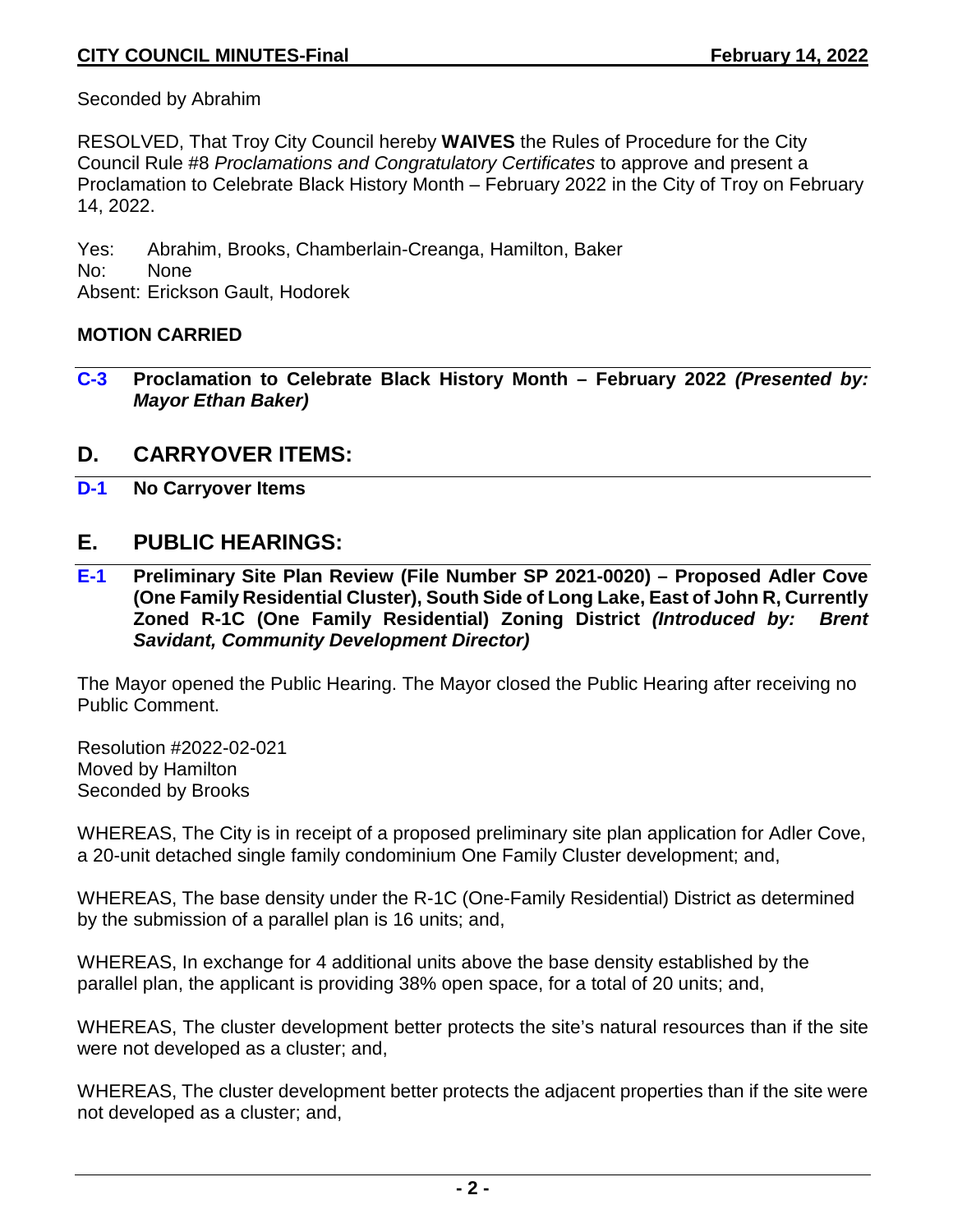Seconded by Abrahim

RESOLVED, That Troy City Council hereby **WAIVES** the Rules of Procedure for the City Council Rule #8 *Proclamations and Congratulatory Certificates* to approve and present a Proclamation to Celebrate Black History Month – February 2022 in the City of Troy on February 14, 2022.

Yes: Abrahim, Brooks, Chamberlain-Creanga, Hamilton, Baker
No: None
Absent: Erickson Gault, Hodorek

**MOTION CARRIED**

**C-3 Proclamation to Celebrate Black History Month – February 2022 *(Presented by: Mayor Ethan Baker)***

## D. CARRYOVER ITEMS:

**D-1 No Carryover Items**

## E. PUBLIC HEARINGS:

**E-1 Preliminary Site Plan Review (File Number SP 2021-0020) – Proposed Adler Cove (One Family Residential Cluster), South Side of Long Lake, East of John R, Currently Zoned R-1C (One Family Residential) Zoning District *(Introduced by: Brent Savidant, Community Development Director)***

The Mayor opened the Public Hearing. The Mayor closed the Public Hearing after receiving no Public Comment.

Resolution #2022-02-021
Moved by Hamilton
Seconded by Brooks

WHEREAS, The City is in receipt of a proposed preliminary site plan application for Adler Cove, a 20-unit detached single family condominium One Family Cluster development; and,

WHEREAS, The base density under the R-1C (One-Family Residential) District as determined by the submission of a parallel plan is 16 units; and,

WHEREAS, In exchange for 4 additional units above the base density established by the parallel plan, the applicant is providing 38% open space, for a total of 20 units; and,

WHEREAS, The cluster development better protects the site's natural resources than if the site were not developed as a cluster; and,

WHEREAS, The cluster development better protects the adjacent properties than if the site were not developed as a cluster; and,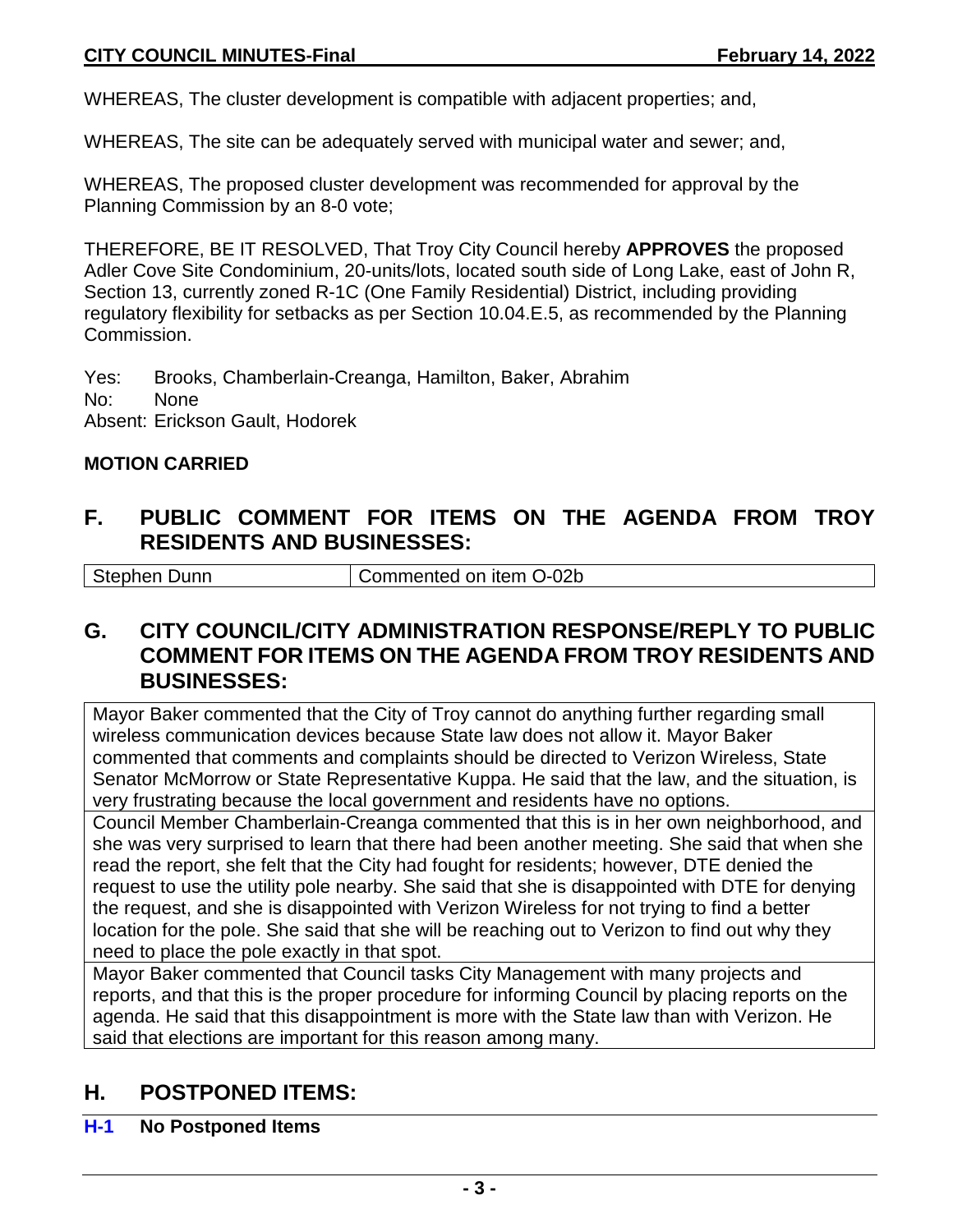WHEREAS, The cluster development is compatible with adjacent properties; and,

WHEREAS, The site can be adequately served with municipal water and sewer; and,

WHEREAS, The proposed cluster development was recommended for approval by the Planning Commission by an 8-0 vote;

THEREFORE, BE IT RESOLVED, That Troy City Council hereby **APPROVES** the proposed Adler Cove Site Condominium, 20-units/lots, located south side of Long Lake, east of John R, Section 13, currently zoned R-1C (One Family Residential) District, including providing regulatory flexibility for setbacks as per Section 10.04.E.5, as recommended by the Planning Commission.

Yes: Brooks, Chamberlain-Creanga, Hamilton, Baker, Abrahim
No: None
Absent: Erickson Gault, Hodorek

**MOTION CARRIED**

## F. PUBLIC COMMENT FOR ITEMS ON THE AGENDA FROM TROY RESIDENTS AND BUSINESSES:

| Stephen Dunn | Commented on item O-02b |
| --- | --- |

## G. CITY COUNCIL/CITY ADMINISTRATION RESPONSE/REPLY TO PUBLIC COMMENT FOR ITEMS ON THE AGENDA FROM TROY RESIDENTS AND BUSINESSES:

Mayor Baker commented that the City of Troy cannot do anything further regarding small wireless communication devices because State law does not allow it. Mayor Baker commented that comments and complaints should be directed to Verizon Wireless, State Senator McMorrow or State Representative Kuppa. He said that the law, and the situation, is very frustrating because the local government and residents have no options.

Council Member Chamberlain-Creanga commented that this is in her own neighborhood, and she was very surprised to learn that there had been another meeting. She said that when she read the report, she felt that the City had fought for residents; however, DTE denied the request to use the utility pole nearby. She said that she is disappointed with DTE for denying the request, and she is disappointed with Verizon Wireless for not trying to find a better location for the pole. She said that she will be reaching out to Verizon to find out why they need to place the pole exactly in that spot.

Mayor Baker commented that Council tasks City Management with many projects and reports, and that this is the proper procedure for informing Council by placing reports on the agenda. He said that this disappointment is more with the State law than with Verizon. He said that elections are important for this reason among many.

## H. POSTPONED ITEMS:

**H-1 No Postponed Items**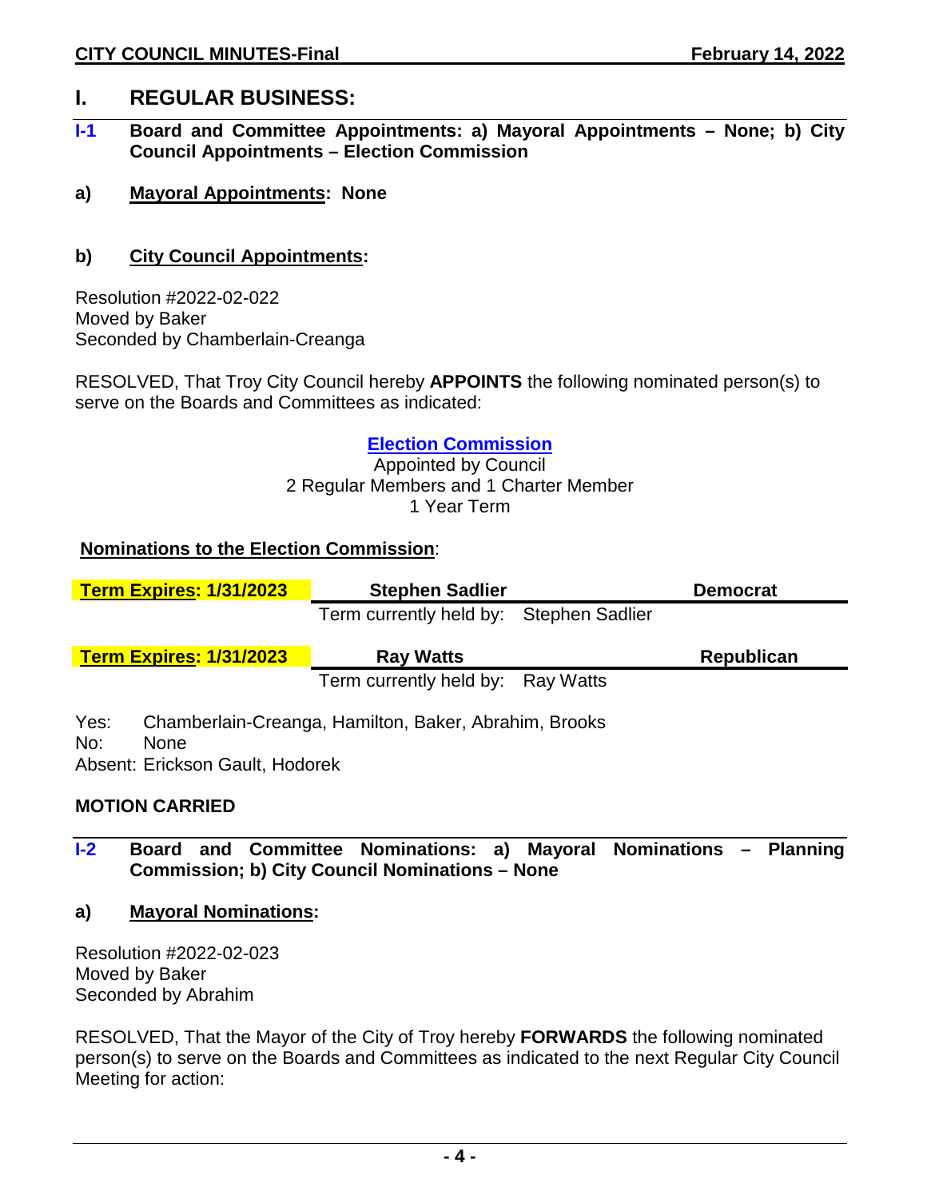## I. REGULAR BUSINESS:

### I-1 Board and Committee Appointments: a) Mayoral Appointments – None; b) City Council Appointments – Election Commission

**a) Mayoral Appointments: None**

**b) City Council Appointments:**

Resolution #2022-02-022
Moved by Baker
Seconded by Chamberlain-Creanga

RESOLVED, That Troy City Council hereby **APPOINTS** the following nominated person(s) to serve on the Boards and Committees as indicated:

**Election Commission**
Appointed by Council
2 Regular Members and 1 Charter Member
1 Year Term

**Nominations to the Election Commission**:

| Term Expires: 1/31/2023 | Stephen Sadlier | Democrat |
|---|---|---|
| | Term currently held by: Stephen Sadlier | |
| **Term Expires: 1/31/2023** | **Ray Watts** | **Republican** |
| | Term currently held by: Ray Watts | |

Yes: Chamberlain-Creanga, Hamilton, Baker, Abrahim, Brooks
No: None
Absent: Erickson Gault, Hodorek

**MOTION CARRIED**

### I-2 Board and Committee Nominations: a) Mayoral Nominations – Planning Commission; b) City Council Nominations – None

**a) Mayoral Nominations:**

Resolution #2022-02-023
Moved by Baker
Seconded by Abrahim

RESOLVED, That the Mayor of the City of Troy hereby **FORWARDS** the following nominated person(s) to serve on the Boards and Committees as indicated to the next Regular City Council Meeting for action: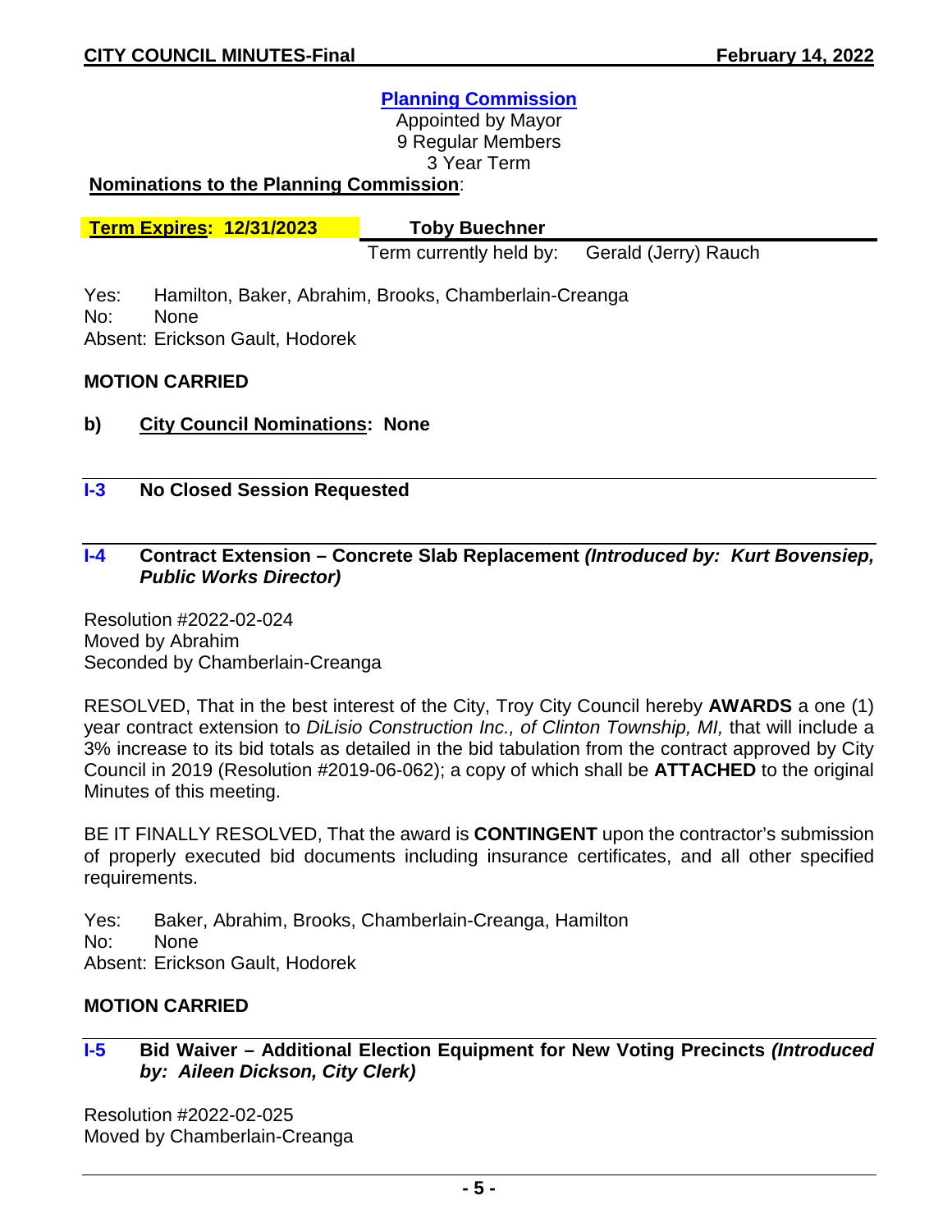## **Planning Commission**

Appointed by Mayor
9 Regular Members
3 Year Term

**Nominations to the Planning Commission**:

| **Term Expires: 12/31/2023** | **Toby Buechner** |
|---|---|
| | Term currently held by: Gerald (Jerry) Rauch |

Yes: Hamilton, Baker, Abrahim, Brooks, Chamberlain-Creanga
No: None
Absent: Erickson Gault, Hodorek

**MOTION CARRIED**

**b) City Council Nominations: None**

## I-3 No Closed Session Requested

## I-4 Contract Extension – Concrete Slab Replacement *(Introduced by: Kurt Bovensiep, Public Works Director)*

Resolution #2022-02-024
Moved by Abrahim
Seconded by Chamberlain-Creanga

RESOLVED, That in the best interest of the City, Troy City Council hereby **AWARDS** a one (1) year contract extension to *DiLisio Construction Inc., of Clinton Township, MI,* that will include a 3% increase to its bid totals as detailed in the bid tabulation from the contract approved by City Council in 2019 (Resolution #2019-06-062); a copy of which shall be **ATTACHED** to the original Minutes of this meeting.

BE IT FINALLY RESOLVED, That the award is **CONTINGENT** upon the contractor's submission of properly executed bid documents including insurance certificates, and all other specified requirements.

Yes: Baker, Abrahim, Brooks, Chamberlain-Creanga, Hamilton
No: None
Absent: Erickson Gault, Hodorek

**MOTION CARRIED**

## I-5 Bid Waiver – Additional Election Equipment for New Voting Precincts *(Introduced by: Aileen Dickson, City Clerk)*

Resolution #2022-02-025
Moved by Chamberlain-Creanga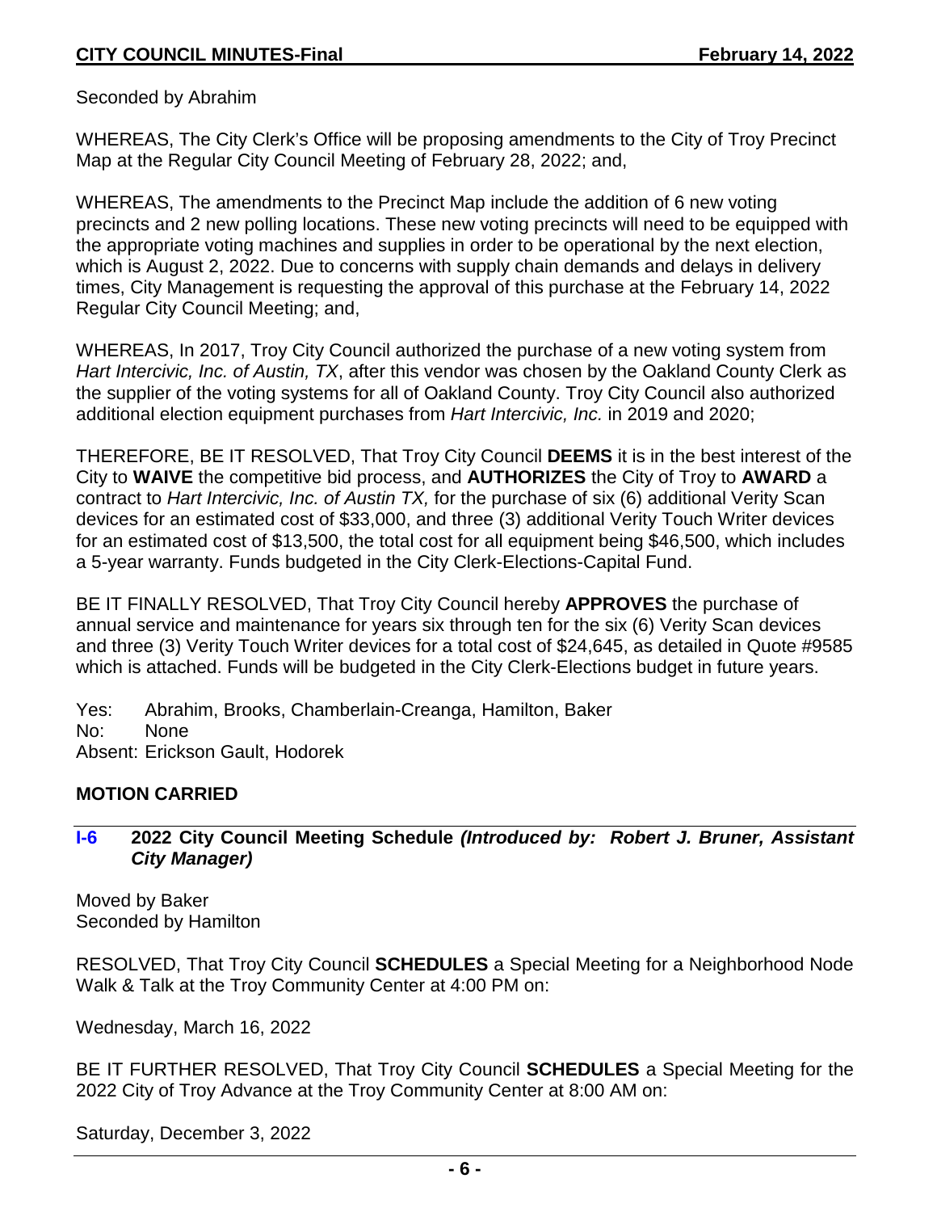Seconded by Abrahim

WHEREAS, The City Clerk's Office will be proposing amendments to the City of Troy Precinct Map at the Regular City Council Meeting of February 28, 2022; and,

WHEREAS, The amendments to the Precinct Map include the addition of 6 new voting precincts and 2 new polling locations. These new voting precincts will need to be equipped with the appropriate voting machines and supplies in order to be operational by the next election, which is August 2, 2022. Due to concerns with supply chain demands and delays in delivery times, City Management is requesting the approval of this purchase at the February 14, 2022 Regular City Council Meeting; and,

WHEREAS, In 2017, Troy City Council authorized the purchase of a new voting system from *Hart Intercivic, Inc. of Austin, TX*, after this vendor was chosen by the Oakland County Clerk as the supplier of the voting systems for all of Oakland County. Troy City Council also authorized additional election equipment purchases from *Hart Intercivic, Inc.* in 2019 and 2020;

THEREFORE, BE IT RESOLVED, That Troy City Council **DEEMS** it is in the best interest of the City to **WAIVE** the competitive bid process, and **AUTHORIZES** the City of Troy to **AWARD** a contract to *Hart Intercivic, Inc. of Austin TX,* for the purchase of six (6) additional Verity Scan devices for an estimated cost of $33,000, and three (3) additional Verity Touch Writer devices for an estimated cost of $13,500, the total cost for all equipment being $46,500, which includes a 5-year warranty. Funds budgeted in the City Clerk-Elections-Capital Fund.

BE IT FINALLY RESOLVED, That Troy City Council hereby **APPROVES** the purchase of annual service and maintenance for years six through ten for the six (6) Verity Scan devices and three (3) Verity Touch Writer devices for a total cost of $24,645, as detailed in Quote #9585 which is attached. Funds will be budgeted in the City Clerk-Elections budget in future years.

Yes: Abrahim, Brooks, Chamberlain-Creanga, Hamilton, Baker
No: None
Absent: Erickson Gault, Hodorek

**MOTION CARRIED**

### I-6 2022 City Council Meeting Schedule *(Introduced by: Robert J. Bruner, Assistant City Manager)*

Moved by Baker
Seconded by Hamilton

RESOLVED, That Troy City Council **SCHEDULES** a Special Meeting for a Neighborhood Node Walk & Talk at the Troy Community Center at 4:00 PM on:

Wednesday, March 16, 2022

BE IT FURTHER RESOLVED, That Troy City Council **SCHEDULES** a Special Meeting for the 2022 City of Troy Advance at the Troy Community Center at 8:00 AM on:

Saturday, December 3, 2022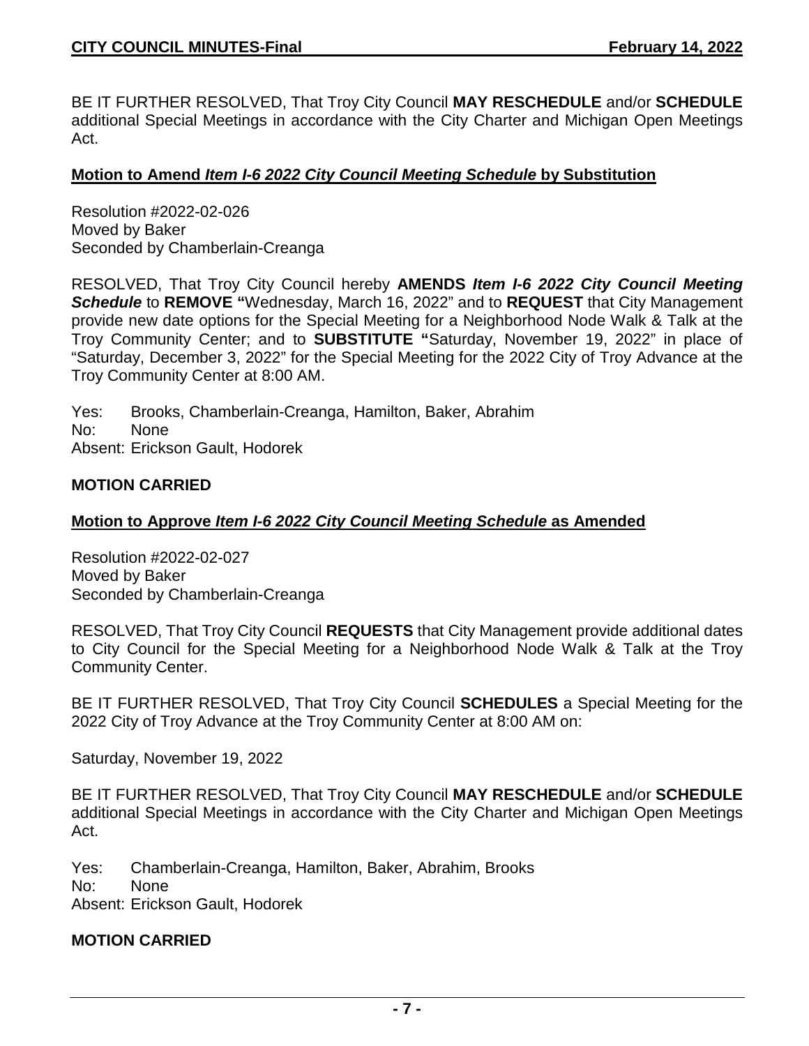BE IT FURTHER RESOLVED, That Troy City Council **MAY RESCHEDULE** and/or **SCHEDULE** additional Special Meetings in accordance with the City Charter and Michigan Open Meetings Act.

**Motion to Amend *Item I-6 2022 City Council Meeting Schedule* by Substitution**

Resolution #2022-02-026
Moved by Baker
Seconded by Chamberlain-Creanga

RESOLVED, That Troy City Council hereby **AMENDS *Item I-6 2022 City Council Meeting Schedule*** to **REMOVE "**Wednesday, March 16, 2022" and to **REQUEST** that City Management provide new date options for the Special Meeting for a Neighborhood Node Walk & Talk at the Troy Community Center; and to **SUBSTITUTE "**Saturday, November 19, 2022" in place of "Saturday, December 3, 2022" for the Special Meeting for the 2022 City of Troy Advance at the Troy Community Center at 8:00 AM.

Yes: Brooks, Chamberlain-Creanga, Hamilton, Baker, Abrahim
No: None
Absent: Erickson Gault, Hodorek

**MOTION CARRIED**

**Motion to Approve *Item I-6 2022 City Council Meeting Schedule* as Amended**

Resolution #2022-02-027
Moved by Baker
Seconded by Chamberlain-Creanga

RESOLVED, That Troy City Council **REQUESTS** that City Management provide additional dates to City Council for the Special Meeting for a Neighborhood Node Walk & Talk at the Troy Community Center.

BE IT FURTHER RESOLVED, That Troy City Council **SCHEDULES** a Special Meeting for the 2022 City of Troy Advance at the Troy Community Center at 8:00 AM on:

Saturday, November 19, 2022

BE IT FURTHER RESOLVED, That Troy City Council **MAY RESCHEDULE** and/or **SCHEDULE** additional Special Meetings in accordance with the City Charter and Michigan Open Meetings Act.

Yes: Chamberlain-Creanga, Hamilton, Baker, Abrahim, Brooks
No: None
Absent: Erickson Gault, Hodorek

**MOTION CARRIED**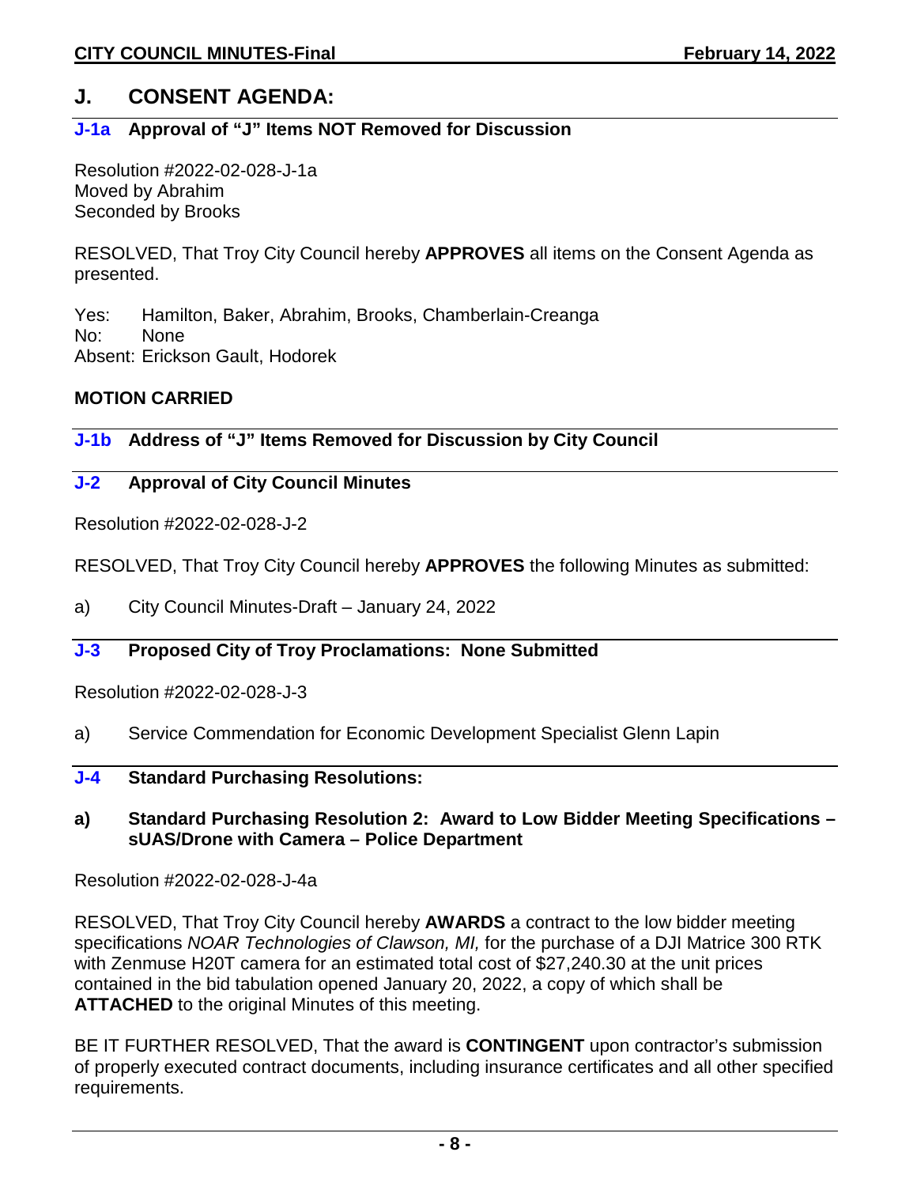## J. CONSENT AGENDA:

### J-1a Approval of "J" Items NOT Removed for Discussion

Resolution #2022-02-028-J-1a
Moved by Abrahim
Seconded by Brooks

RESOLVED, That Troy City Council hereby **APPROVES** all items on the Consent Agenda as presented.

Yes: Hamilton, Baker, Abrahim, Brooks, Chamberlain-Creanga
No: None
Absent: Erickson Gault, Hodorek

**MOTION CARRIED**

### J-1b Address of "J" Items Removed for Discussion by City Council

### J-2 Approval of City Council Minutes

Resolution #2022-02-028-J-2

RESOLVED, That Troy City Council hereby **APPROVES** the following Minutes as submitted:

a) City Council Minutes-Draft – January 24, 2022

### J-3 Proposed City of Troy Proclamations: None Submitted

Resolution #2022-02-028-J-3

a) Service Commendation for Economic Development Specialist Glenn Lapin

### J-4 Standard Purchasing Resolutions:

**a) Standard Purchasing Resolution 2: Award to Low Bidder Meeting Specifications – sUAS/Drone with Camera – Police Department**

Resolution #2022-02-028-J-4a

RESOLVED, That Troy City Council hereby **AWARDS** a contract to the low bidder meeting specifications *NOAR Technologies of Clawson, MI,* for the purchase of a DJI Matrice 300 RTK with Zenmuse H20T camera for an estimated total cost of $27,240.30 at the unit prices contained in the bid tabulation opened January 20, 2022, a copy of which shall be **ATTACHED** to the original Minutes of this meeting.

BE IT FURTHER RESOLVED, That the award is **CONTINGENT** upon contractor's submission of properly executed contract documents, including insurance certificates and all other specified requirements.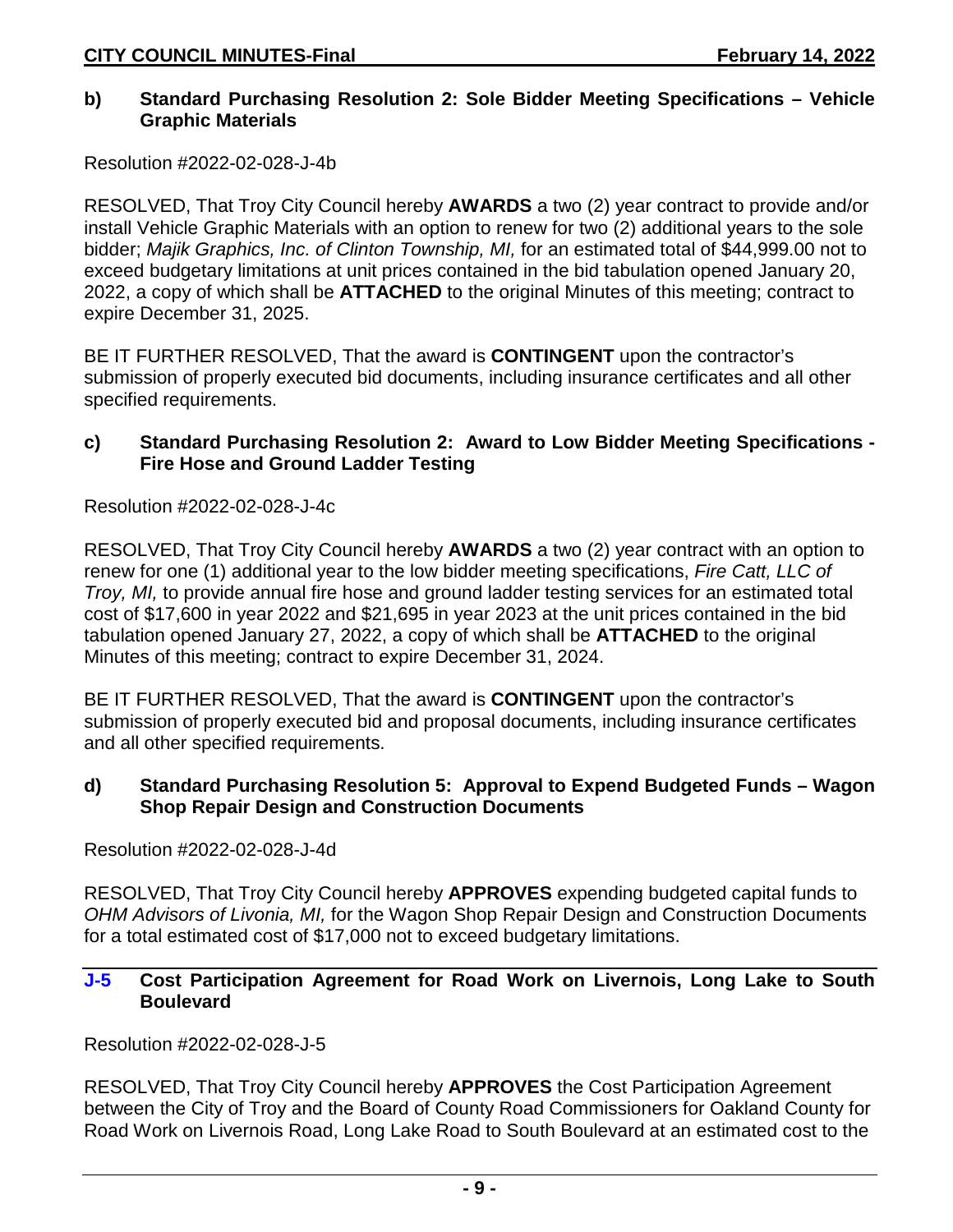### b) Standard Purchasing Resolution 2: Sole Bidder Meeting Specifications – Vehicle Graphic Materials

Resolution #2022-02-028-J-4b

RESOLVED, That Troy City Council hereby **AWARDS** a two (2) year contract to provide and/or install Vehicle Graphic Materials with an option to renew for two (2) additional years to the sole bidder; *Majik Graphics, Inc. of Clinton Township, MI,* for an estimated total of $44,999.00 not to exceed budgetary limitations at unit prices contained in the bid tabulation opened January 20, 2022, a copy of which shall be **ATTACHED** to the original Minutes of this meeting; contract to expire December 31, 2025.

BE IT FURTHER RESOLVED, That the award is **CONTINGENT** upon the contractor's submission of properly executed bid documents, including insurance certificates and all other specified requirements.

### c) Standard Purchasing Resolution 2: Award to Low Bidder Meeting Specifications - Fire Hose and Ground Ladder Testing

Resolution #2022-02-028-J-4c

RESOLVED, That Troy City Council hereby **AWARDS** a two (2) year contract with an option to renew for one (1) additional year to the low bidder meeting specifications, *Fire Catt, LLC of Troy, MI,* to provide annual fire hose and ground ladder testing services for an estimated total cost of $17,600 in year 2022 and $21,695 in year 2023 at the unit prices contained in the bid tabulation opened January 27, 2022, a copy of which shall be **ATTACHED** to the original Minutes of this meeting; contract to expire December 31, 2024.

BE IT FURTHER RESOLVED, That the award is **CONTINGENT** upon the contractor's submission of properly executed bid and proposal documents, including insurance certificates and all other specified requirements.

### d) Standard Purchasing Resolution 5: Approval to Expend Budgeted Funds – Wagon Shop Repair Design and Construction Documents

Resolution #2022-02-028-J-4d

RESOLVED, That Troy City Council hereby **APPROVES** expending budgeted capital funds to *OHM Advisors of Livonia, MI,* for the Wagon Shop Repair Design and Construction Documents for a total estimated cost of $17,000 not to exceed budgetary limitations.

## J-5 Cost Participation Agreement for Road Work on Livernois, Long Lake to South Boulevard

Resolution #2022-02-028-J-5

RESOLVED, That Troy City Council hereby **APPROVES** the Cost Participation Agreement between the City of Troy and the Board of County Road Commissioners for Oakland County for Road Work on Livernois Road, Long Lake Road to South Boulevard at an estimated cost to the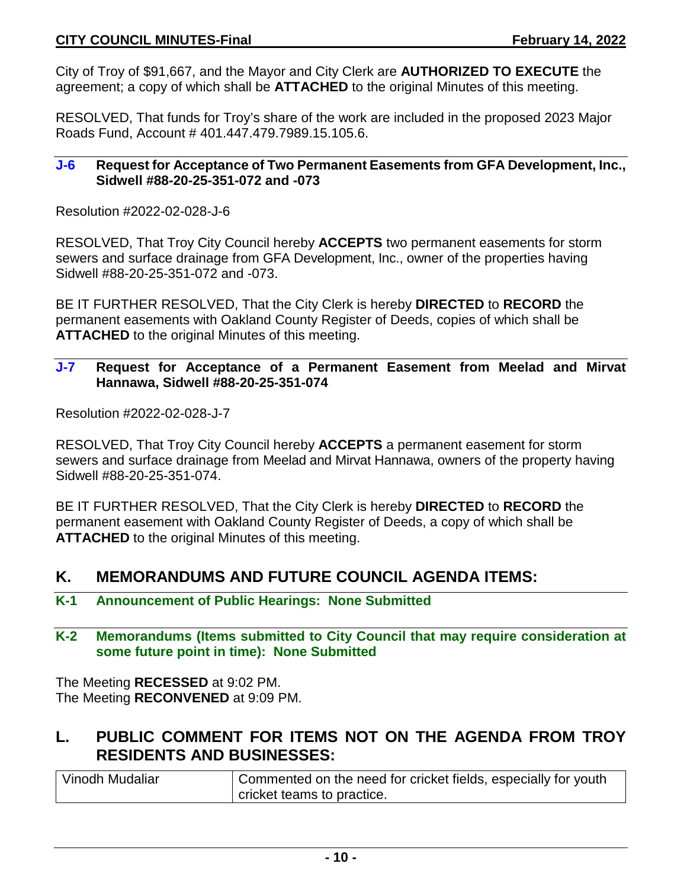City of Troy of $91,667, and the Mayor and City Clerk are **AUTHORIZED TO EXECUTE** the agreement; a copy of which shall be **ATTACHED** to the original Minutes of this meeting.

RESOLVED, That funds for Troy's share of the work are included in the proposed 2023 Major Roads Fund, Account # 401.447.479.7989.15.105.6.

### J-6 Request for Acceptance of Two Permanent Easements from GFA Development, Inc., Sidwell #88-20-25-351-072 and -073

Resolution #2022-02-028-J-6

RESOLVED, That Troy City Council hereby **ACCEPTS** two permanent easements for storm sewers and surface drainage from GFA Development, Inc., owner of the properties having Sidwell #88-20-25-351-072 and -073.

BE IT FURTHER RESOLVED, That the City Clerk is hereby **DIRECTED** to **RECORD** the permanent easements with Oakland County Register of Deeds, copies of which shall be **ATTACHED** to the original Minutes of this meeting.

### J-7 Request for Acceptance of a Permanent Easement from Meelad and Mirvat Hannawa, Sidwell #88-20-25-351-074

Resolution #2022-02-028-J-7

RESOLVED, That Troy City Council hereby **ACCEPTS** a permanent easement for storm sewers and surface drainage from Meelad and Mirvat Hannawa, owners of the property having Sidwell #88-20-25-351-074.

BE IT FURTHER RESOLVED, That the City Clerk is hereby **DIRECTED** to **RECORD** the permanent easement with Oakland County Register of Deeds, a copy of which shall be **ATTACHED** to the original Minutes of this meeting.

## K. MEMORANDUMS AND FUTURE COUNCIL AGENDA ITEMS:

### K-1 Announcement of Public Hearings: None Submitted

### K-2 Memorandums (Items submitted to City Council that may require consideration at some future point in time): None Submitted

The Meeting **RECESSED** at 9:02 PM.
The Meeting **RECONVENED** at 9:09 PM.

## L. PUBLIC COMMENT FOR ITEMS NOT ON THE AGENDA FROM TROY RESIDENTS AND BUSINESSES:

| | |
|---|---|
| Vinodh Mudaliar | Commented on the need for cricket fields, especially for youth cricket teams to practice. |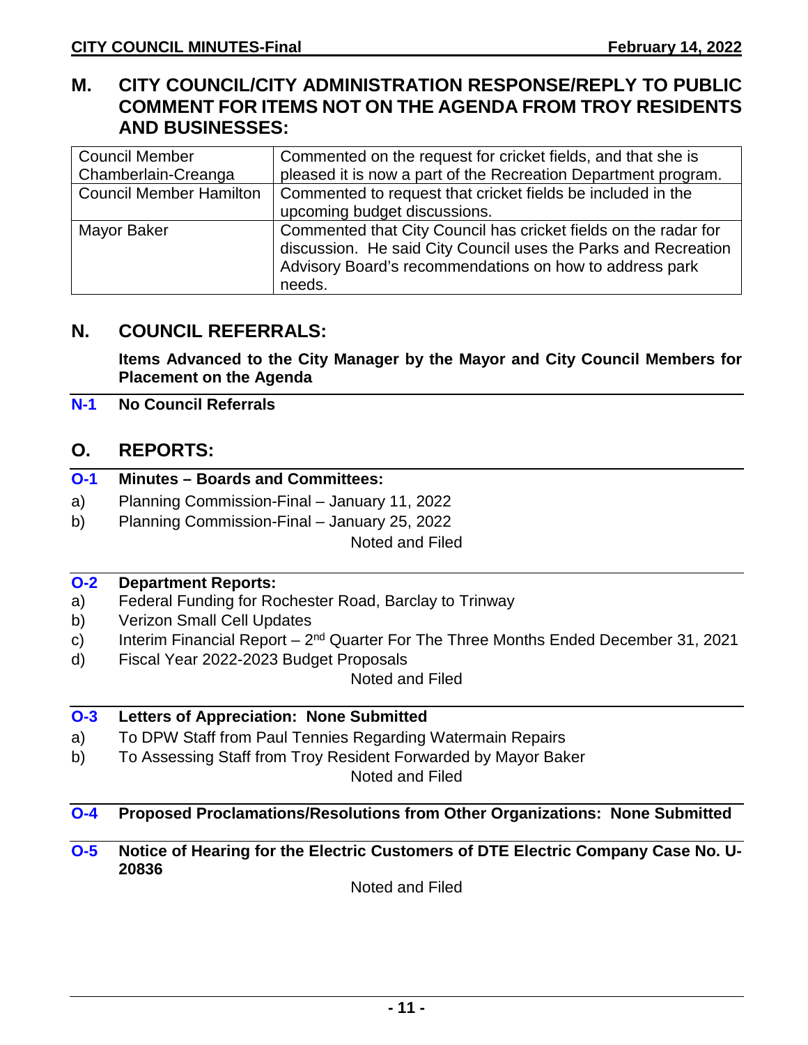## M. CITY COUNCIL/CITY ADMINISTRATION RESPONSE/REPLY TO PUBLIC COMMENT FOR ITEMS NOT ON THE AGENDA FROM TROY RESIDENTS AND BUSINESSES:

| | |
|---|---|
| Council Member Chamberlain-Creanga | Commented on the request for cricket fields, and that she is pleased it is now a part of the Recreation Department program. |
| Council Member Hamilton | Commented to request that cricket fields be included in the upcoming budget discussions. |
| Mayor Baker | Commented that City Council has cricket fields on the radar for discussion. He said City Council uses the Parks and Recreation Advisory Board's recommendations on how to address park needs. |

## N. COUNCIL REFERRALS:

**Items Advanced to the City Manager by the Mayor and City Council Members for Placement on the Agenda**

**N-1 No Council Referrals**

## O. REPORTS:

**O-1 Minutes – Boards and Committees:**

a) Planning Commission-Final – January 11, 2022

b) Planning Commission-Final – January 25, 2022

Noted and Filed

**O-2 Department Reports:**

a) Federal Funding for Rochester Road, Barclay to Trinway

b) Verizon Small Cell Updates

c) Interim Financial Report – 2nd Quarter For The Three Months Ended December 31, 2021

d) Fiscal Year 2022-2023 Budget Proposals

Noted and Filed

**O-3 Letters of Appreciation: None Submitted**

a) To DPW Staff from Paul Tennies Regarding Watermain Repairs

b) To Assessing Staff from Troy Resident Forwarded by Mayor Baker

Noted and Filed

**O-4 Proposed Proclamations/Resolutions from Other Organizations: None Submitted**

**O-5 Notice of Hearing for the Electric Customers of DTE Electric Company Case No. U-20836**

Noted and Filed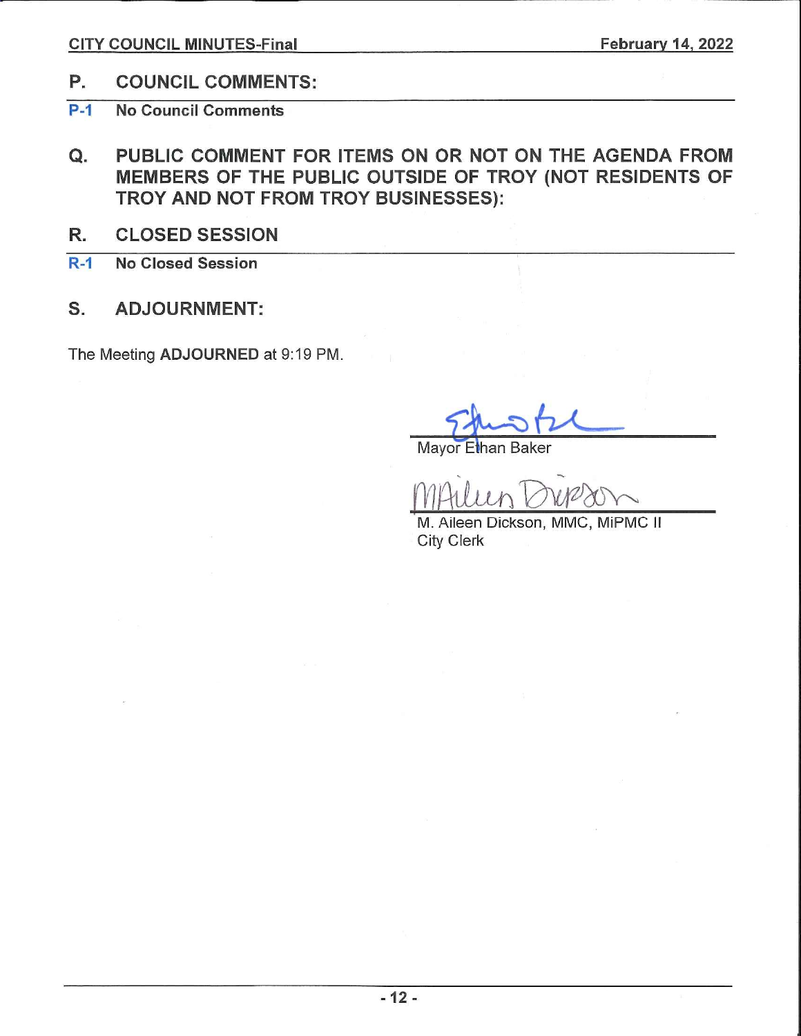## P. COUNCIL COMMENTS:

**P-1 No Council Comments**

## Q. PUBLIC COMMENT FOR ITEMS ON OR NOT ON THE AGENDA FROM MEMBERS OF THE PUBLIC OUTSIDE OF TROY (NOT RESIDENTS OF TROY AND NOT FROM TROY BUSINESSES):

## R. CLOSED SESSION

**R-1 No Closed Session**

## S. ADJOURNMENT:

The Meeting **ADJOURNED** at 9:19 PM.

Mayor Ethan Baker

M. Aileen Dickson, MMC, MiPMC II
City Clerk